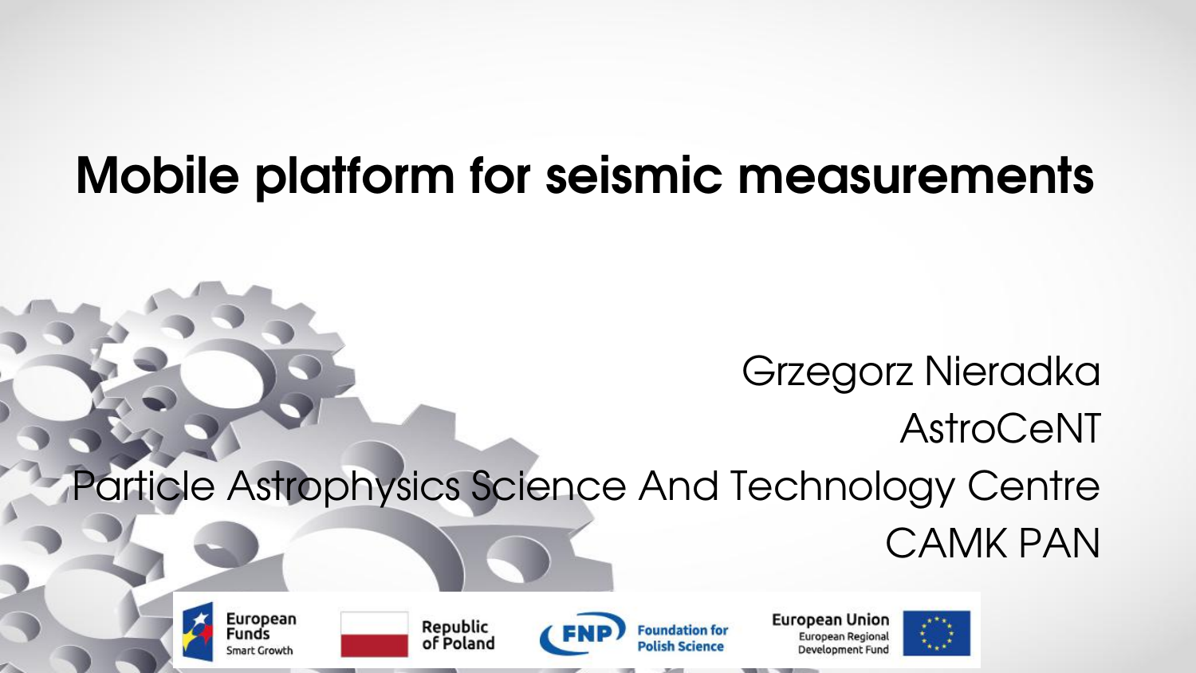# Mobile platform for seismic measurements

Grzegorz Nieradka

AstroCeNT

Particle Astrophysics Science And Technology Centre

CAMK PAN

European Funds Smart Growth | Republic of Poland | FNP Foundation for Polish Science | European Union European Regional Development Fund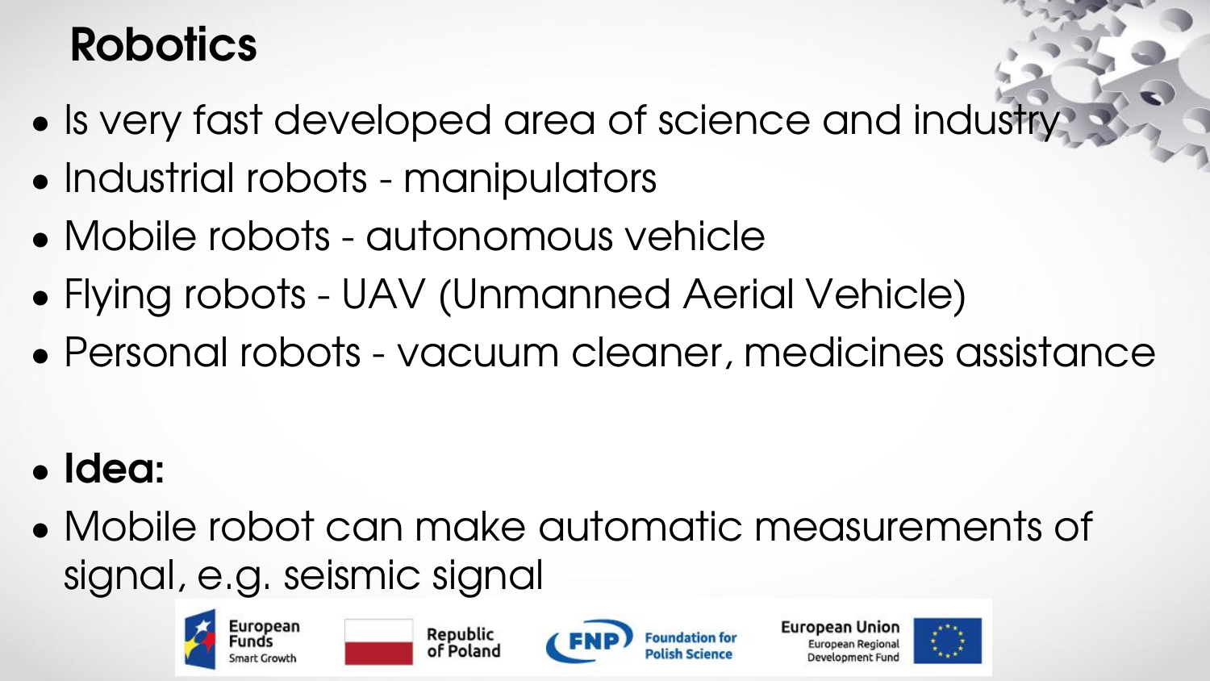# Robotics

- Is very fast developed area of science and industry
- Industrial robots - manipulators
- Mobile robots - autonomous vehicle
- Flying robots - UAV (Unmanned Aerial Vehicle)
- Personal robots - vacuum cleaner, medicines assistance

- **Idea:**
- Mobile robot can make automatic measurements of signal, e.g. seismic signal

European Funds Smart Growth | Republic of Poland | FNP Foundation for Polish Science | European Union European Regional Development Fund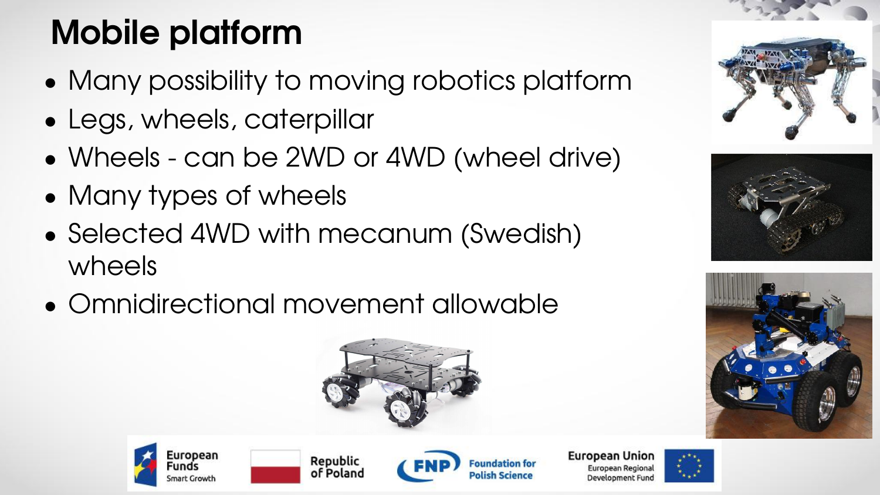# Mobile platform

- Many possibility to moving robotics platform
- Legs, wheels, caterpillar
- Wheels - can be 2WD or 4WD (wheel drive)
- Many types of wheels
- Selected 4WD with mecanum (Swedish) wheels
- Omnidirectional movement allowable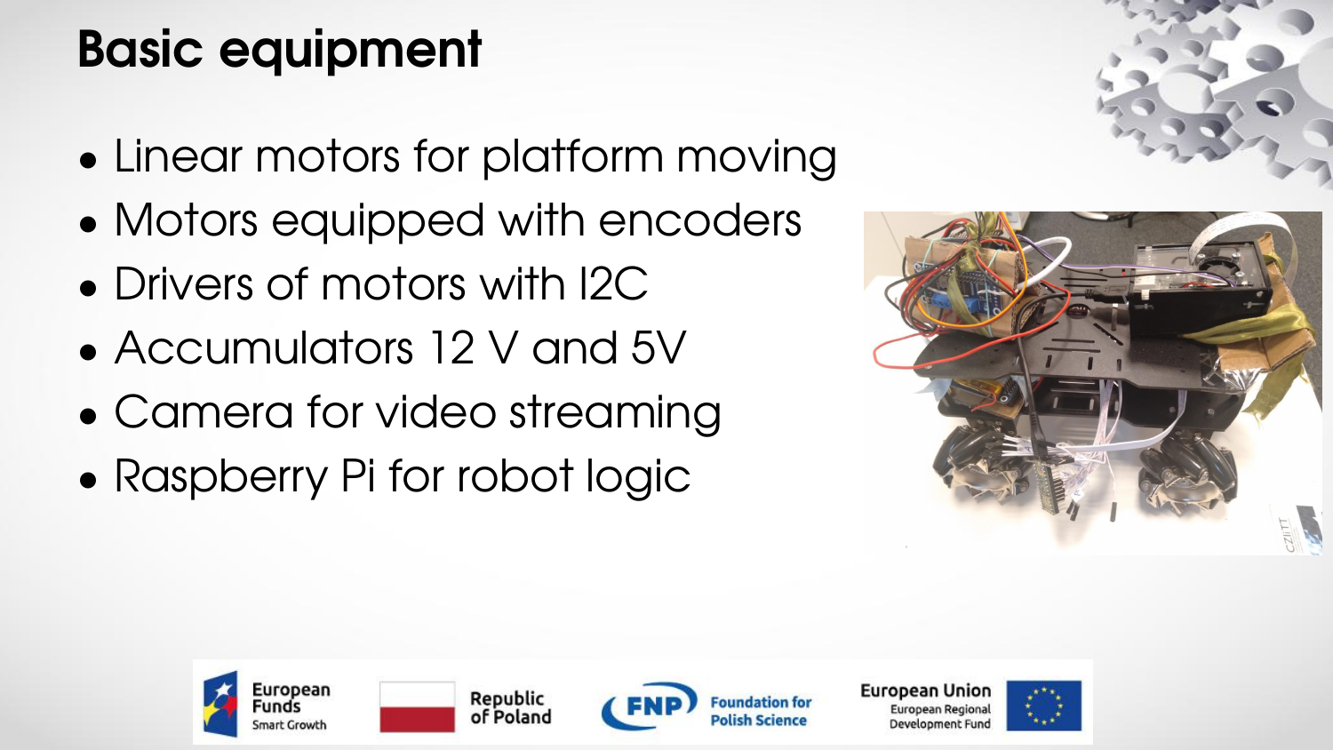# Basic equipment

- Linear motors for platform moving
- Motors equipped with encoders
- Drivers of motors with I2C
- Accumulators 12 V and 5V
- Camera for video streaming
- Raspberry Pi for robot logic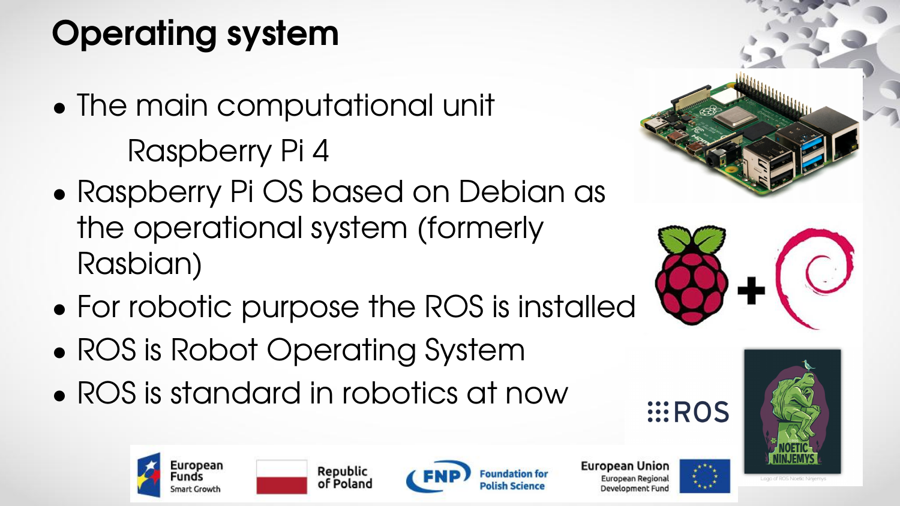# Operating system

- The main computational unit

  Raspberry Pi 4
- Raspberry Pi OS based on Debian as the operational system (formerly Rasbian)
- For robotic purpose the ROS is installed
- ROS is Robot Operating System
- ROS is standard in robotics at now

Logo of ROS Noetic Ninjemys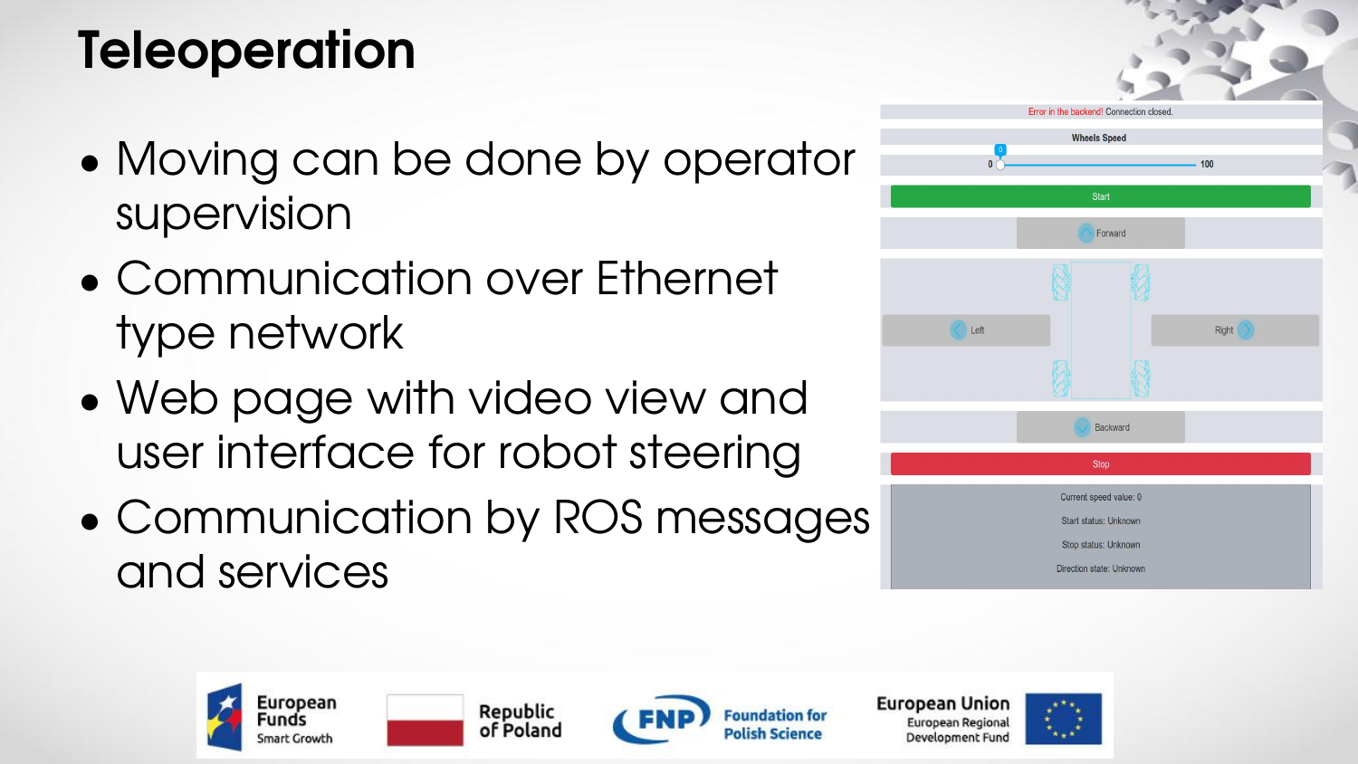# Teleoperation

- Moving can be done by operator supervision
- Communication over Ethernet type network
- Web page with video view and user interface for robot steering
- Communication by ROS messages and services

Error in the backend! Connection closed.

Wheels Speed

0 — 100

Start

Forward

Left

Right

Backward

Stop

Current speed value: 0

Start status: Unknown

Stop status: Unknown

Direction state: Unknown

European Funds Smart Growth | Republic of Poland | FNP Foundation for Polish Science | European Union European Regional Development Fund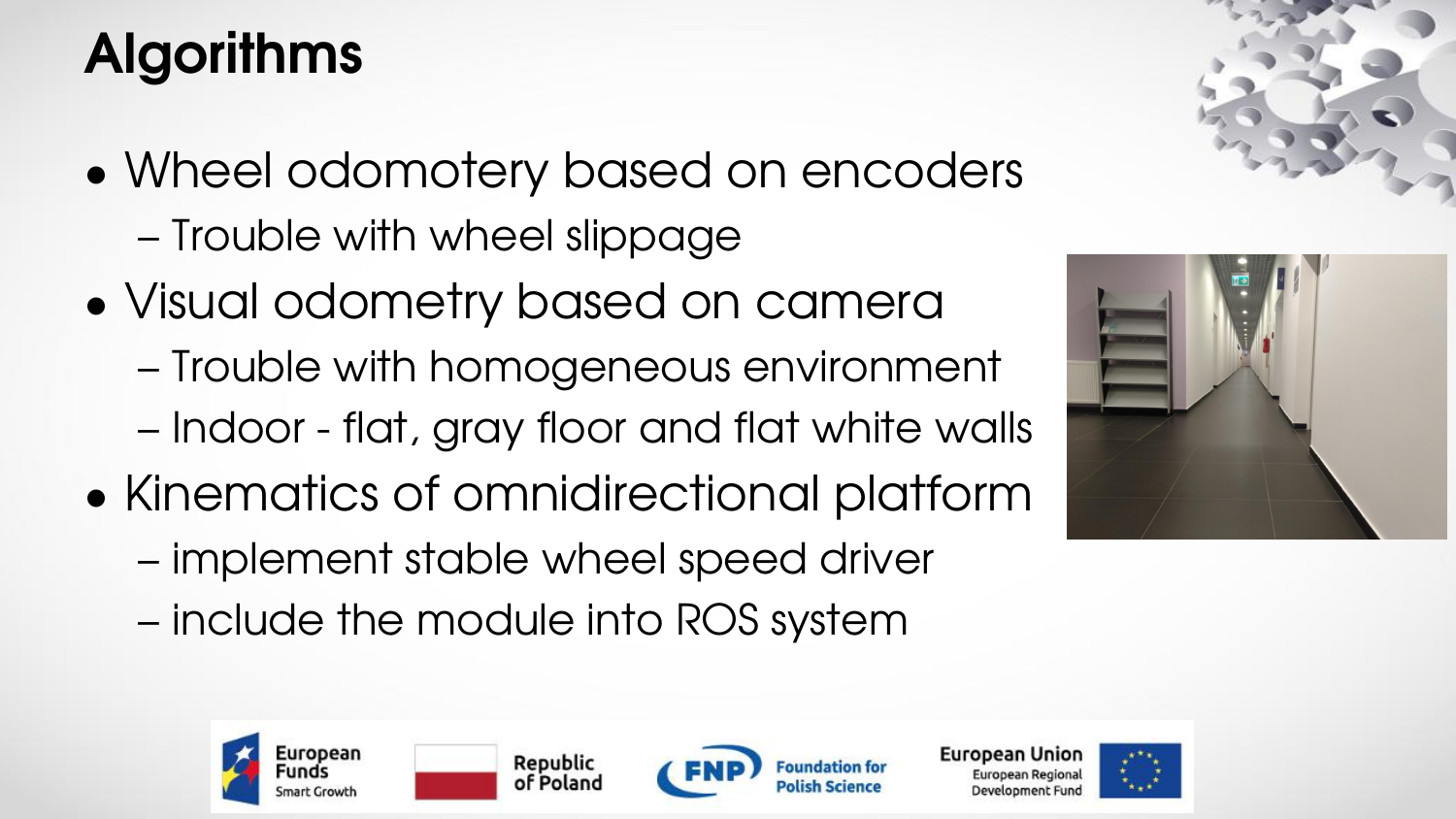# Algorithms

- Wheel odomotery based on encoders
  - Trouble with wheel slippage
- Visual odometry based on camera
  - Trouble with homogeneous environment
  - Indoor - flat, gray floor and flat white walls
- Kinematics of omnidirectional platform
  - implement stable wheel speed driver
  - include the module into ROS system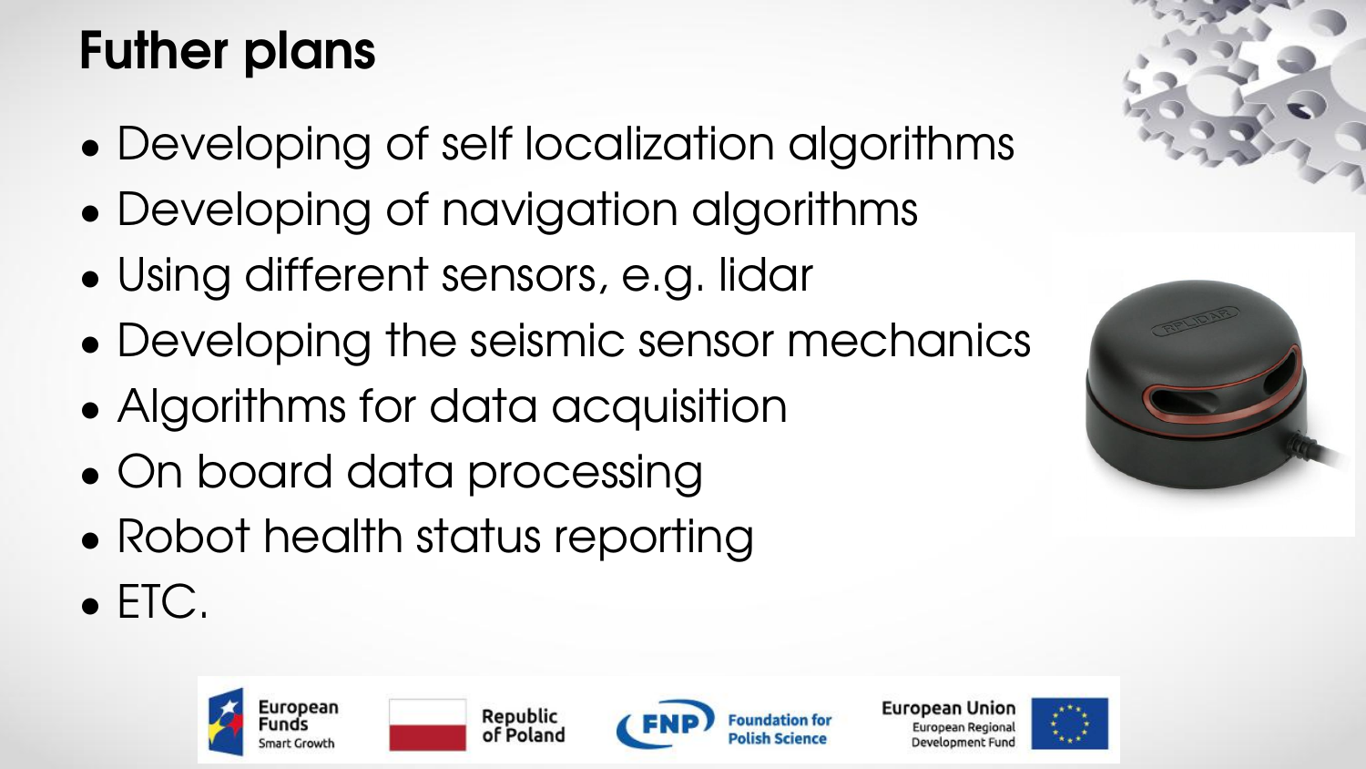# Futher plans

- Developing of self localization algorithms
- Developing of navigation algorithms
- Using different sensors, e.g. lidar
- Developing the seismic sensor mechanics
- Algorithms for data acquisition
- On board data processing
- Robot health status reporting
- ETC.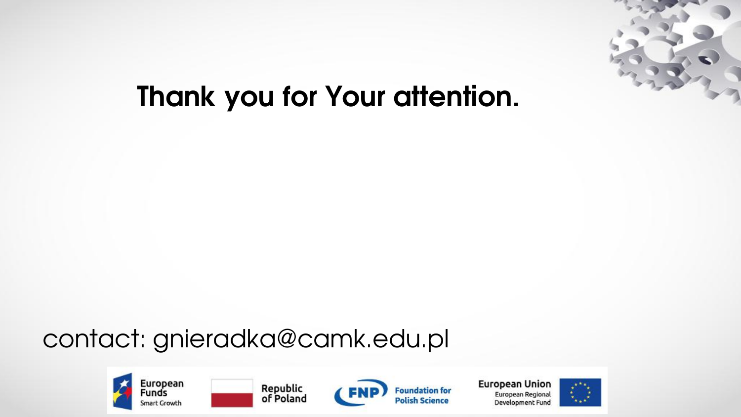# Thank you for Your attention.

contact: gnieradka@camk.edu.pl

European Funds Smart Growth

Republic of Poland

FNP Foundation for Polish Science

European Union European Regional Development Fund